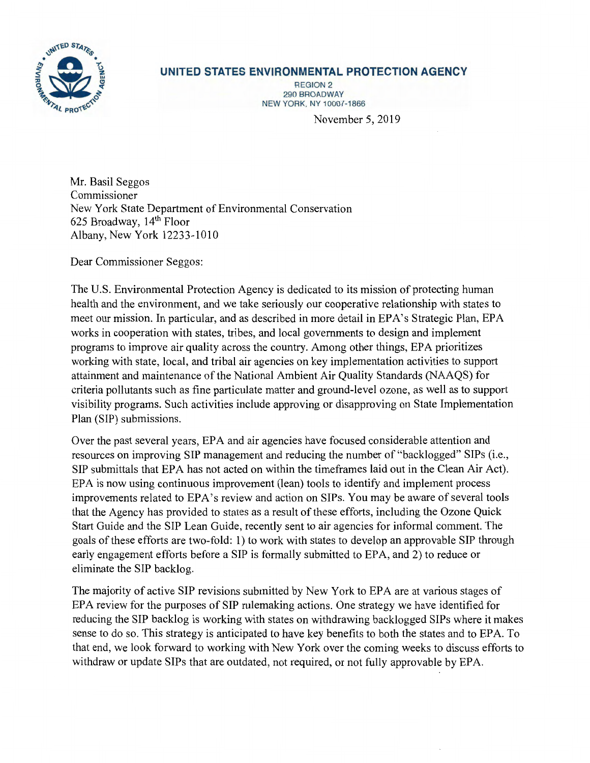**UNITED STATES ENVIRONMENTAL PROTECTION AGENCY**

REGION 2
290 BROADWAY
NEW YORK, NY 10007-1866

November 5, 2019

Mr. Basil Seggos
Commissioner
New York State Department of Environmental Conservation
625 Broadway, 14th Floor
Albany, New York 12233-1010

Dear Commissioner Seggos:

The U.S. Environmental Protection Agency is dedicated to its mission of protecting human health and the environment, and we take seriously our cooperative relationship with states to meet our mission. In particular, and as described in more detail in EPA's Strategic Plan, EPA works in cooperation with states, tribes, and local governments to design and implement programs to improve air quality across the country. Among other things, EPA prioritizes working with state, local, and tribal air agencies on key implementation activities to support attainment and maintenance of the National Ambient Air Quality Standards (NAAQS) for criteria pollutants such as fine particulate matter and ground-level ozone, as well as to support visibility programs. Such activities include approving or disapproving on State Implementation Plan (SIP) submissions.

Over the past several years, EPA and air agencies have focused considerable attention and resources on improving SIP management and reducing the number of "backlogged" SIPs (i.e., SIP submittals that EPA has not acted on within the timeframes laid out in the Clean Air Act). EPA is now using continuous improvement (lean) tools to identify and implement process improvements related to EPA's review and action on SIPs. You may be aware of several tools that the Agency has provided to states as a result of these efforts, including the Ozone Quick Start Guide and the SIP Lean Guide, recently sent to air agencies for informal comment. The goals of these efforts are two-fold: 1) to work with states to develop an approvable SIP through early engagement efforts before a SIP is formally submitted to EPA, and 2) to reduce or eliminate the SIP backlog.

The majority of active SIP revisions submitted by New York to EPA are at various stages of EPA review for the purposes of SIP rulemaking actions. One strategy we have identified for reducing the SIP backlog is working with states on withdrawing backlogged SIPs where it makes sense to do so. This strategy is anticipated to have key benefits to both the states and to EPA. To that end, we look forward to working with New York over the coming weeks to discuss efforts to withdraw or update SIPs that are outdated, not required, or not fully approvable by EPA.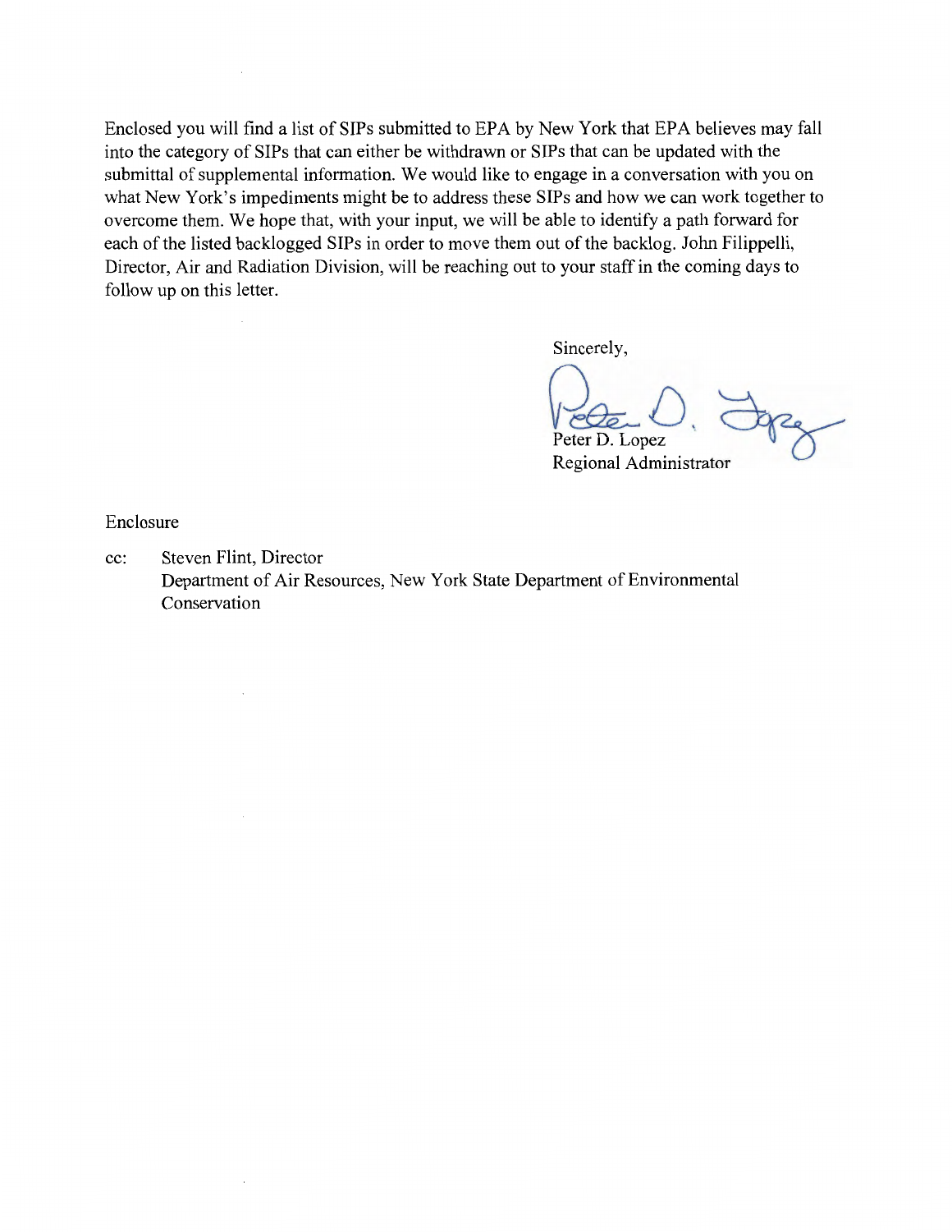Enclosed you will find a list of SIPs submitted to EPA by New York that EPA believes may fall into the category of SIPs that can either be withdrawn or SIPs that can be updated with the submittal of supplemental information. We would like to engage in a conversation with you on what New York's impediments might be to address these SIPs and how we can work together to overcome them. We hope that, with your input, we will be able to identify a path forward for each of the listed backlogged SIPs in order to move them out of the backlog. John Filippelli, Director, Air and Radiation Division, will be reaching out to your staff in the coming days to follow up on this letter.

Sincerely,

Peter D. Lopez
Regional Administrator

Enclosure

cc: Steven Flint, Director
Department of Air Resources, New York State Department of Environmental Conservation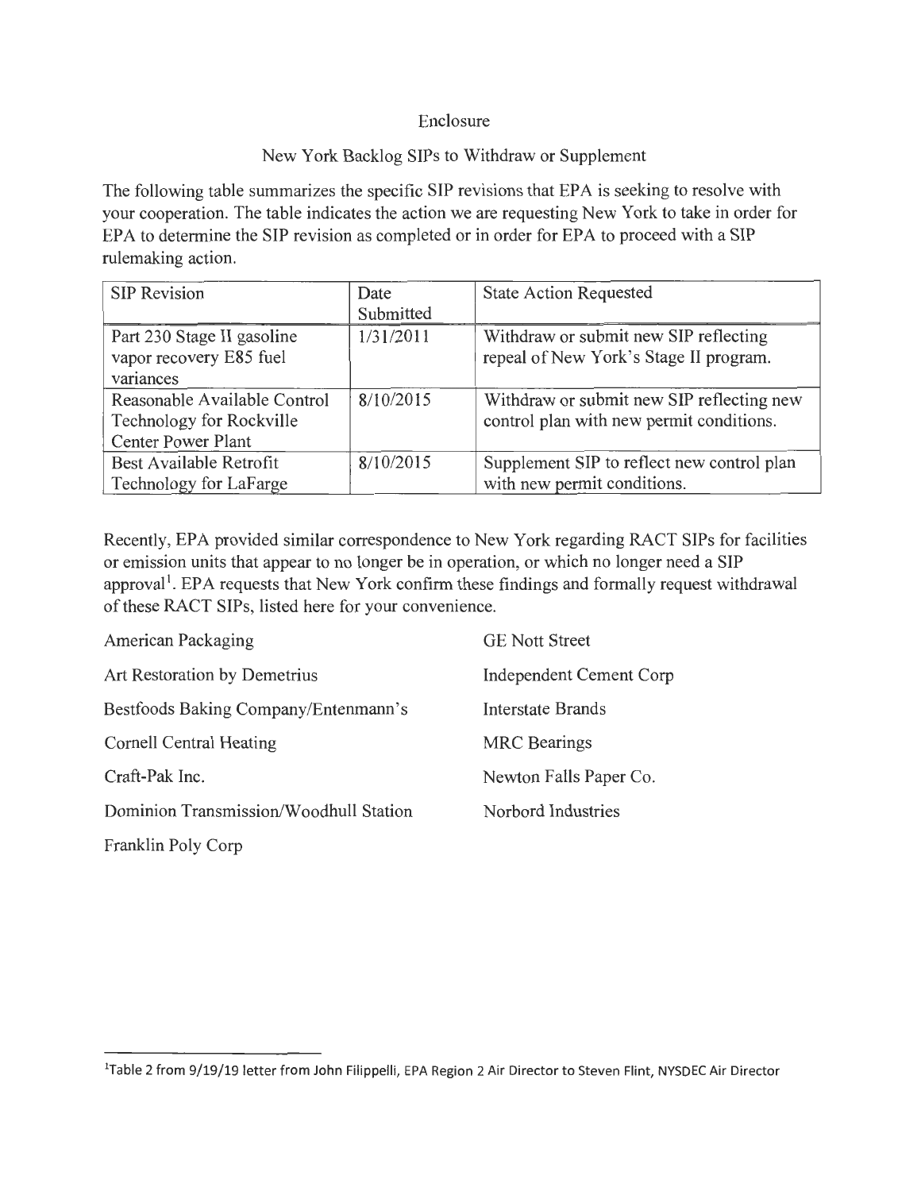Enclosure

New York Backlog SIPs to Withdraw or Supplement

The following table summarizes the specific SIP revisions that EPA is seeking to resolve with your cooperation. The table indicates the action we are requesting New York to take in order for EPA to determine the SIP revision as completed or in order for EPA to proceed with a SIP rulemaking action.

| SIP Revision | Date Submitted | State Action Requested |
|---|---|---|
| Part 230 Stage II gasoline vapor recovery E85 fuel variances | 1/31/2011 | Withdraw or submit new SIP reflecting repeal of New York's Stage II program. |
| Reasonable Available Control Technology for Rockville Center Power Plant | 8/10/2015 | Withdraw or submit new SIP reflecting new control plan with new permit conditions. |
| Best Available Retrofit Technology for LaFarge | 8/10/2015 | Supplement SIP to reflect new control plan with new permit conditions. |

Recently, EPA provided similar correspondence to New York regarding RACT SIPs for facilities or emission units that appear to no longer be in operation, or which no longer need a SIP approval[1]. EPA requests that New York confirm these findings and formally request withdrawal of these RACT SIPs, listed here for your convenience.

- American Packaging
- Art Restoration by Demetrius
- Bestfoods Baking Company/Entenmann's
- Cornell Central Heating
- Craft-Pak Inc.
- Dominion Transmission/Woodhull Station
- Franklin Poly Corp
- GE Nott Street
- Independent Cement Corp
- Interstate Brands
- MRC Bearings
- Newton Falls Paper Co.
- Norbord Industries

[1]Table 2 from 9/19/19 letter from John Filippelli, EPA Region 2 Air Director to Steven Flint, NYSDEC Air Director